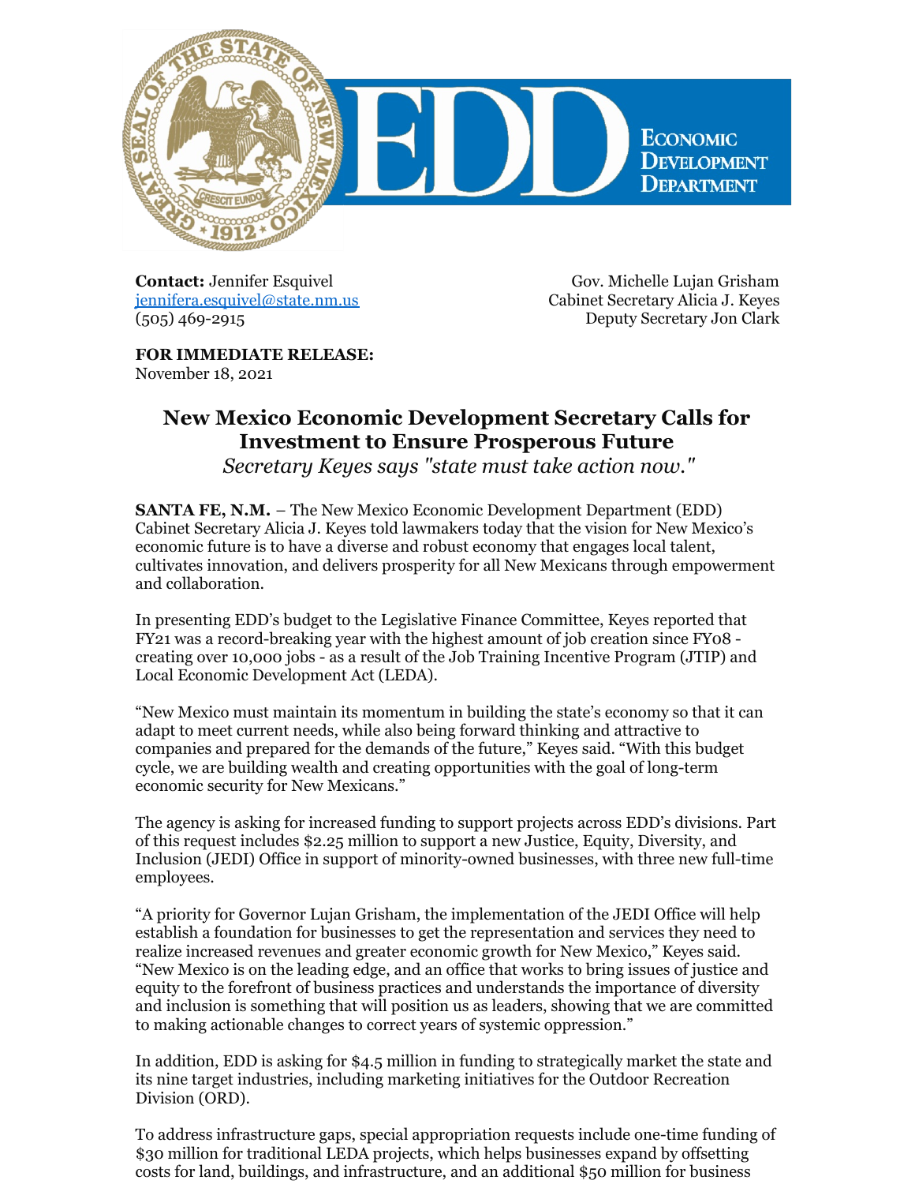**Contact:** Jennifer Esquivel
jennifera.esquivel@state.nm.us
(505) 469-2915

Gov. Michelle Lujan Grisham
Cabinet Secretary Alicia J. Keyes
Deputy Secretary Jon Clark

**FOR IMMEDIATE RELEASE:**
November 18, 2021

# New Mexico Economic Development Secretary Calls for Investment to Ensure Prosperous Future

*Secretary Keyes says "state must take action now."*

**SANTA FE, N.M.** – The New Mexico Economic Development Department (EDD) Cabinet Secretary Alicia J. Keyes told lawmakers today that the vision for New Mexico's economic future is to have a diverse and robust economy that engages local talent, cultivates innovation, and delivers prosperity for all New Mexicans through empowerment and collaboration.

In presenting EDD's budget to the Legislative Finance Committee, Keyes reported that FY21 was a record-breaking year with the highest amount of job creation since FY08 - creating over 10,000 jobs - as a result of the Job Training Incentive Program (JTIP) and Local Economic Development Act (LEDA).

"New Mexico must maintain its momentum in building the state's economy so that it can adapt to meet current needs, while also being forward thinking and attractive to companies and prepared for the demands of the future," Keyes said. "With this budget cycle, we are building wealth and creating opportunities with the goal of long-term economic security for New Mexicans."

The agency is asking for increased funding to support projects across EDD's divisions. Part of this request includes $2.25 million to support a new Justice, Equity, Diversity, and Inclusion (JEDI) Office in support of minority-owned businesses, with three new full-time employees.

"A priority for Governor Lujan Grisham, the implementation of the JEDI Office will help establish a foundation for businesses to get the representation and services they need to realize increased revenues and greater economic growth for New Mexico," Keyes said. "New Mexico is on the leading edge, and an office that works to bring issues of justice and equity to the forefront of business practices and understands the importance of diversity and inclusion is something that will position us as leaders, showing that we are committed to making actionable changes to correct years of systemic oppression."

In addition, EDD is asking for $4.5 million in funding to strategically market the state and its nine target industries, including marketing initiatives for the Outdoor Recreation Division (ORD).

To address infrastructure gaps, special appropriation requests include one-time funding of $30 million for traditional LEDA projects, which helps businesses expand by offsetting costs for land, buildings, and infrastructure, and an additional $50 million for business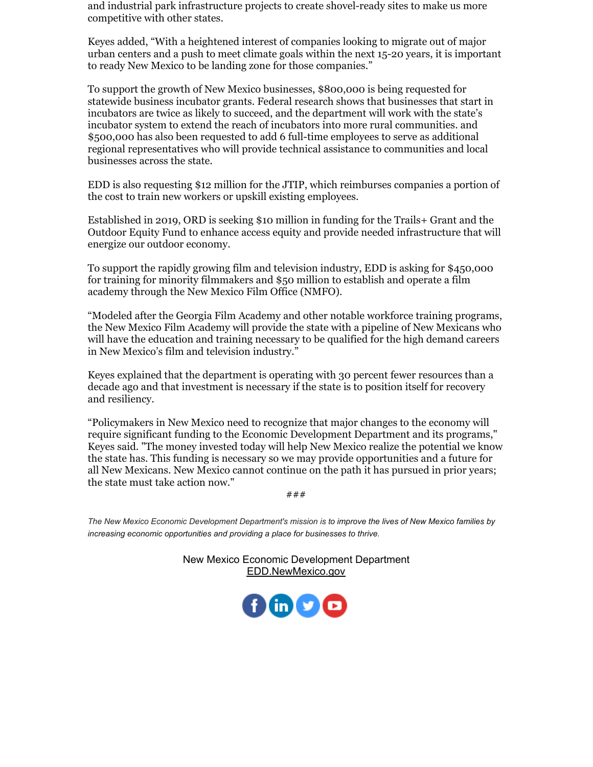and industrial park infrastructure projects to create shovel-ready sites to make us more competitive with other states.

Keyes added, "With a heightened interest of companies looking to migrate out of major urban centers and a push to meet climate goals within the next 15-20 years, it is important to ready New Mexico to be landing zone for those companies."

To support the growth of New Mexico businesses, $800,000 is being requested for statewide business incubator grants. Federal research shows that businesses that start in incubators are twice as likely to succeed, and the department will work with the state's incubator system to extend the reach of incubators into more rural communities. and $500,000 has also been requested to add 6 full-time employees to serve as additional regional representatives who will provide technical assistance to communities and local businesses across the state.

EDD is also requesting $12 million for the JTIP, which reimburses companies a portion of the cost to train new workers or upskill existing employees.

Established in 2019, ORD is seeking $10 million in funding for the Trails+ Grant and the Outdoor Equity Fund to enhance access equity and provide needed infrastructure that will energize our outdoor economy.

To support the rapidly growing film and television industry, EDD is asking for $450,000 for training for minority filmmakers and $50 million to establish and operate a film academy through the New Mexico Film Office (NMFO).

"Modeled after the Georgia Film Academy and other notable workforce training programs, the New Mexico Film Academy will provide the state with a pipeline of New Mexicans who will have the education and training necessary to be qualified for the high demand careers in New Mexico's film and television industry."

Keyes explained that the department is operating with 30 percent fewer resources than a decade ago and that investment is necessary if the state is to position itself for recovery and resiliency.

"Policymakers in New Mexico need to recognize that major changes to the economy will require significant funding to the Economic Development Department and its programs," Keyes said. "The money invested today will help New Mexico realize the potential we know the state has. This funding is necessary so we may provide opportunities and a future for all New Mexicans. New Mexico cannot continue on the path it has pursued in prior years; the state must take action now."

###

*The New Mexico Economic Development Department's mission is to improve the lives of New Mexico families by increasing economic opportunities and providing a place for businesses to thrive.*

New Mexico Economic Development Department
EDD.NewMexico.gov